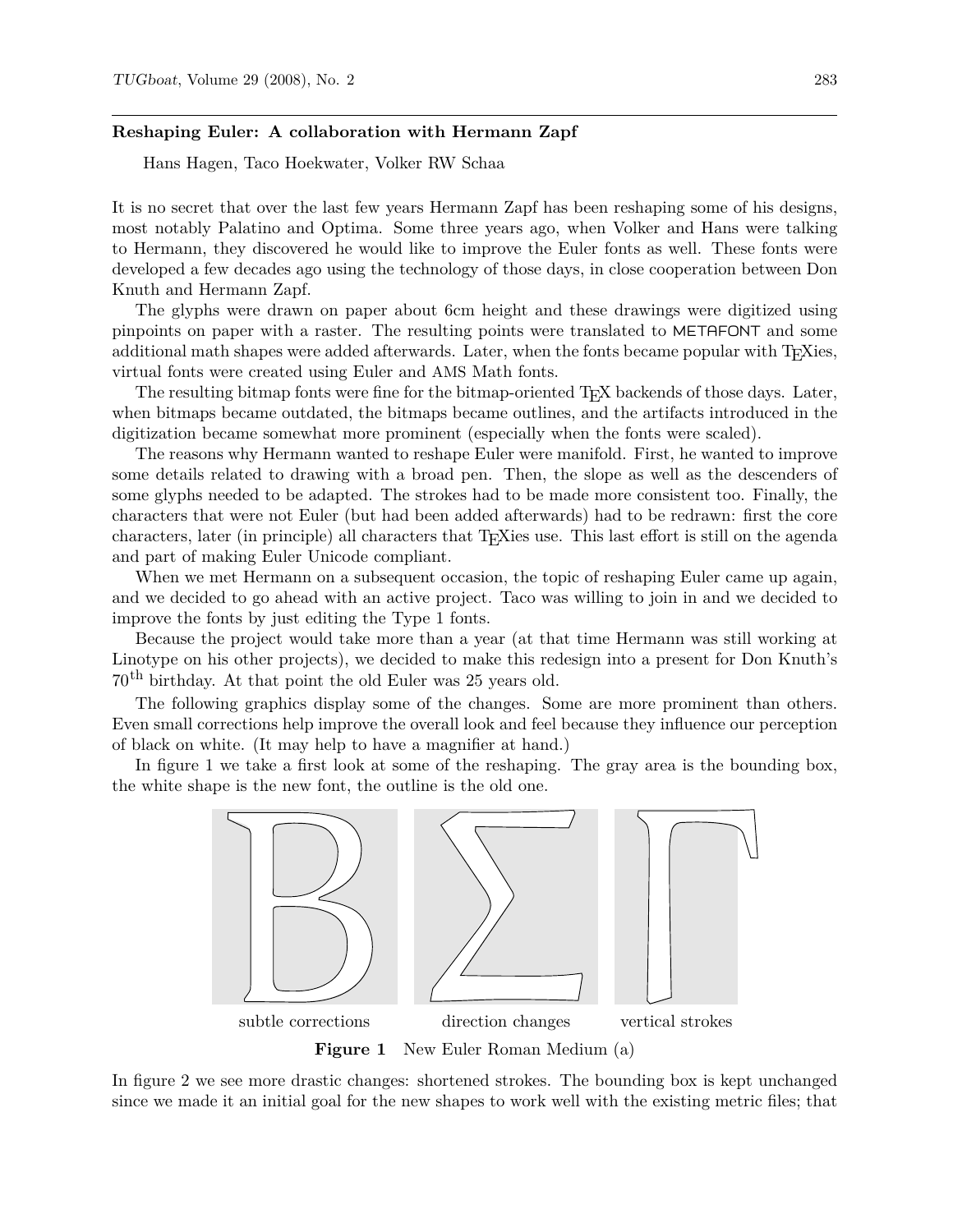## Reshaping Euler: A collaboration with Hermann Zapf

Hans Hagen, Taco Hoekwater, Volker RW Schaa

It is no secret that over the last few years Hermann Zapf has been reshaping some of his designs, most notably Palatino and Optima. Some three years ago, when Volker and Hans were talking to Hermann, they discovered he would like to improve the Euler fonts as well. These fonts were developed a few decades ago using the technology of those days, in close cooperation between Don Knuth and Hermann Zapf.

The glyphs were drawn on paper about 6cm height and these drawings were digitized using pinpoints on paper with a raster. The resulting points were translated to METAFONT and some additional math shapes were added afterwards. Later, when the fonts became popular with TeXies, virtual fonts were created using Euler and AMS Math fonts.

The resulting bitmap fonts were fine for the bitmap-oriented TeX backends of those days. Later, when bitmaps became outdated, the bitmaps became outlines, and the artifacts introduced in the digitization became somewhat more prominent (especially when the fonts were scaled).

The reasons why Hermann wanted to reshape Euler were manifold. First, he wanted to improve some details related to drawing with a broad pen. Then, the slope as well as the descenders of some glyphs needed to be adapted. The strokes had to be made more consistent too. Finally, the characters that were not Euler (but had been added afterwards) had to be redrawn: first the core characters, later (in principle) all characters that TeXies use. This last effort is still on the agenda and part of making Euler Unicode compliant.

When we met Hermann on a subsequent occasion, the topic of reshaping Euler came up again, and we decided to go ahead with an active project. Taco was willing to join in and we decided to improve the fonts by just editing the Type 1 fonts.

Because the project would take more than a year (at that time Hermann was still working at Linotype on his other projects), we decided to make this redesign into a present for Don Knuth's 70$^{th}$ birthday. At that point the old Euler was 25 years old.

The following graphics display some of the changes. Some are more prominent than others. Even small corrections help improve the overall look and feel because they influence our perception of black on white. (It may help to have a magnifier at hand.)

In figure 1 we take a first look at some of the reshaping. The gray area is the bounding box, the white shape is the new font, the outline is the old one.

subtle corrections — direction changes — vertical strokes

**Figure 1** New Euler Roman Medium (a)

In figure 2 we see more drastic changes: shortened strokes. The bounding box is kept unchanged since we made it an initial goal for the new shapes to work well with the existing metric files; that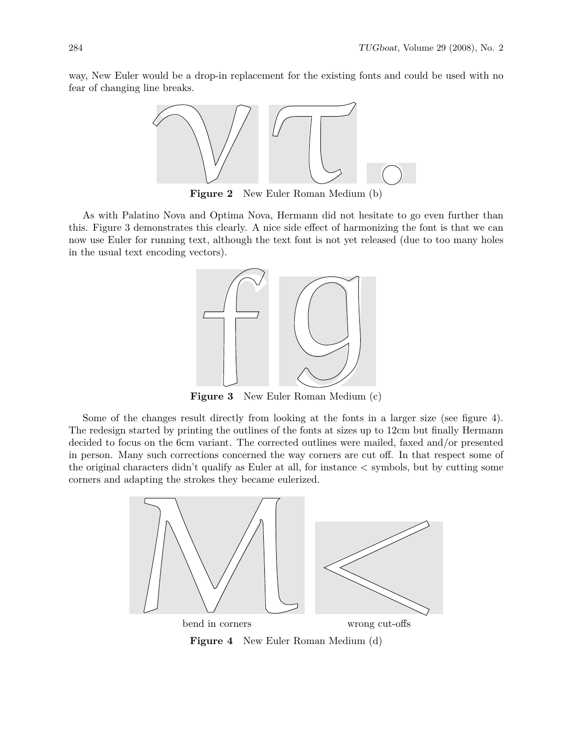way, New Euler would be a drop-in replacement for the existing fonts and could be used with no fear of changing line breaks.

**Figure 2** New Euler Roman Medium (b)

As with Palatino Nova and Optima Nova, Hermann did not hesitate to go even further than this. Figure 3 demonstrates this clearly. A nice side effect of harmonizing the font is that we can now use Euler for running text, although the text font is not yet released (due to too many holes in the usual text encoding vectors).

**Figure 3** New Euler Roman Medium (c)

Some of the changes result directly from looking at the fonts in a larger size (see figure 4). The redesign started by printing the outlines of the fonts at sizes up to 12cm but finally Hermann decided to focus on the 6cm variant. The corrected outlines were mailed, faxed and/or presented in person. Many such corrections concerned the way corners are cut off. In that respect some of the original characters didn't qualify as Euler at all, for instance < symbols, but by cutting some corners and adapting the strokes they became eulerized.

bend in corners

wrong cut-offs

**Figure 4** New Euler Roman Medium (d)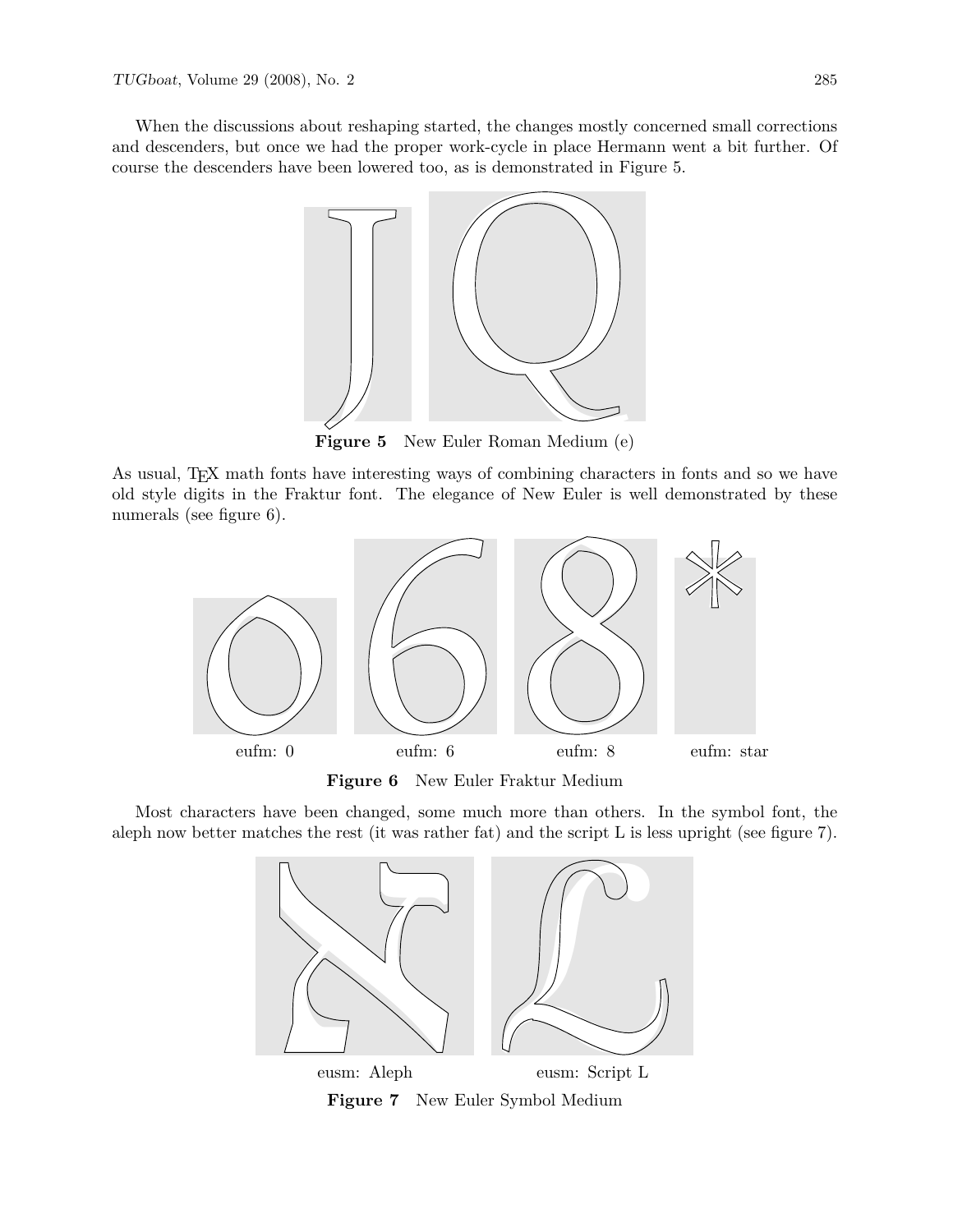When the discussions about reshaping started, the changes mostly concerned small corrections and descenders, but once we had the proper work-cycle in place Hermann went a bit further. Of course the descenders have been lowered too, as is demonstrated in Figure 5.

**Figure 5** New Euler Roman Medium (e)

As usual, TEX math fonts have interesting ways of combining characters in fonts and so we have old style digits in the Fraktur font. The elegance of New Euler is well demonstrated by these numerals (see figure 6).

eufm: 0 eufm: 6 eufm: 8 eufm: star

**Figure 6** New Euler Fraktur Medium

Most characters have been changed, some much more than others. In the symbol font, the aleph now better matches the rest (it was rather fat) and the script L is less upright (see figure 7).

eusm: Aleph eusm: Script L

**Figure 7** New Euler Symbol Medium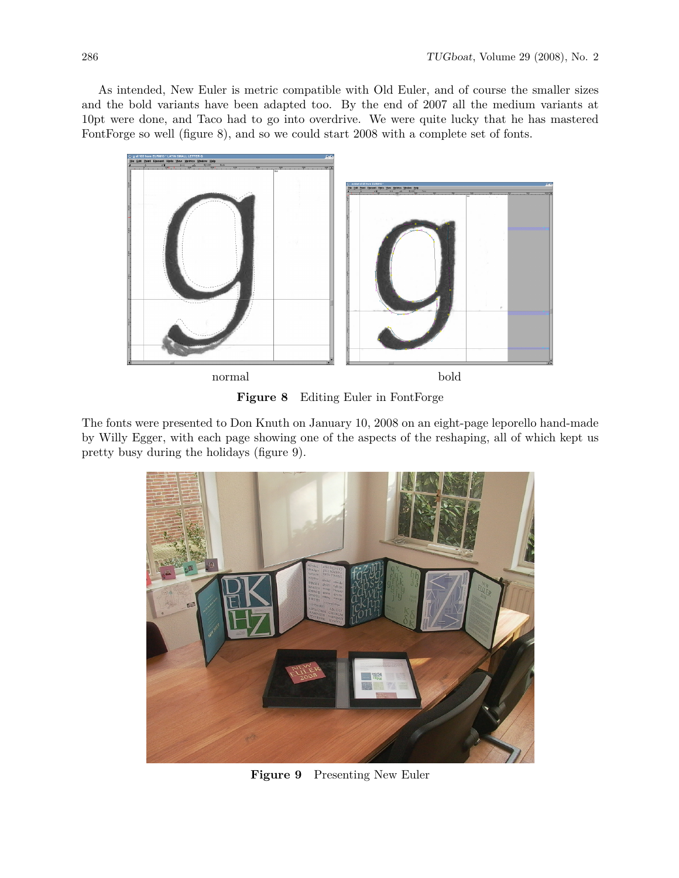As intended, New Euler is metric compatible with Old Euler, and of course the smaller sizes and the bold variants have been adapted too. By the end of 2007 all the medium variants at 10pt were done, and Taco had to go into overdrive. We were quite lucky that he has mastered FontForge so well (figure 8), and so we could start 2008 with a complete set of fonts.

normal　　　　bold

**Figure 8** Editing Euler in FontForge

The fonts were presented to Don Knuth on January 10, 2008 on an eight-page leporello hand-made by Willy Egger, with each page showing one of the aspects of the reshaping, all of which kept us pretty busy during the holidays (figure 9).

**Figure 9** Presenting New Euler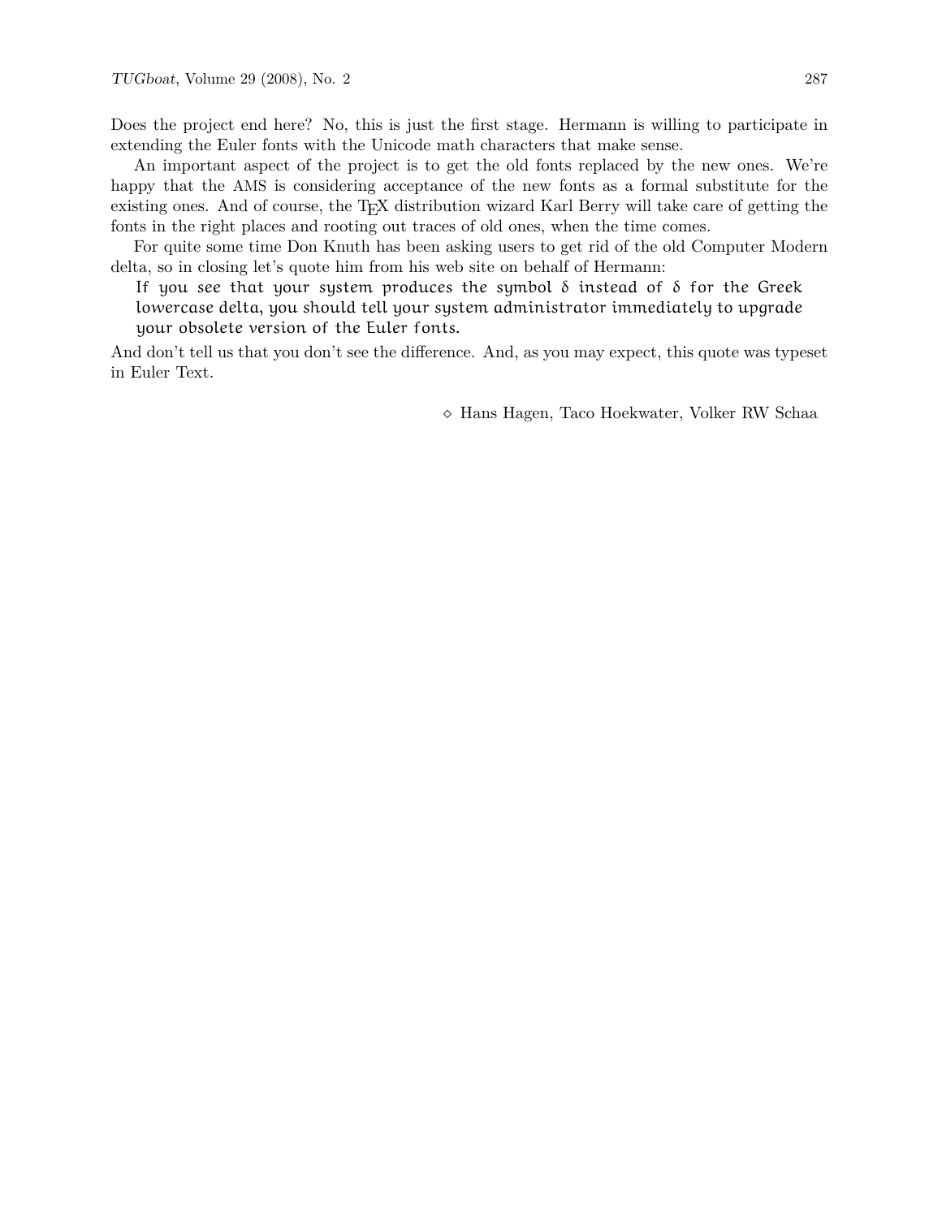Does the project end here? No, this is just the first stage. Hermann is willing to participate in extending the Euler fonts with the Unicode math characters that make sense.

An important aspect of the project is to get the old fonts replaced by the new ones. We're happy that the AMS is considering acceptance of the new fonts as a formal substitute for the existing ones. And of course, the TEX distribution wizard Karl Berry will take care of getting the fonts in the right places and rooting out traces of old ones, when the time comes.

For quite some time Don Knuth has been asking users to get rid of the old Computer Modern delta, so in closing let's quote him from his web site on behalf of Hermann:

> If you see that your system produces the symbol δ instead of δ for the Greek lowercase delta, you should tell your system administrator immediately to upgrade your obsolete version of the Euler fonts.

And don't tell us that you don't see the difference. And, as you may expect, this quote was typeset in Euler Text.

◇ Hans Hagen, Taco Hoekwater, Volker RW Schaa